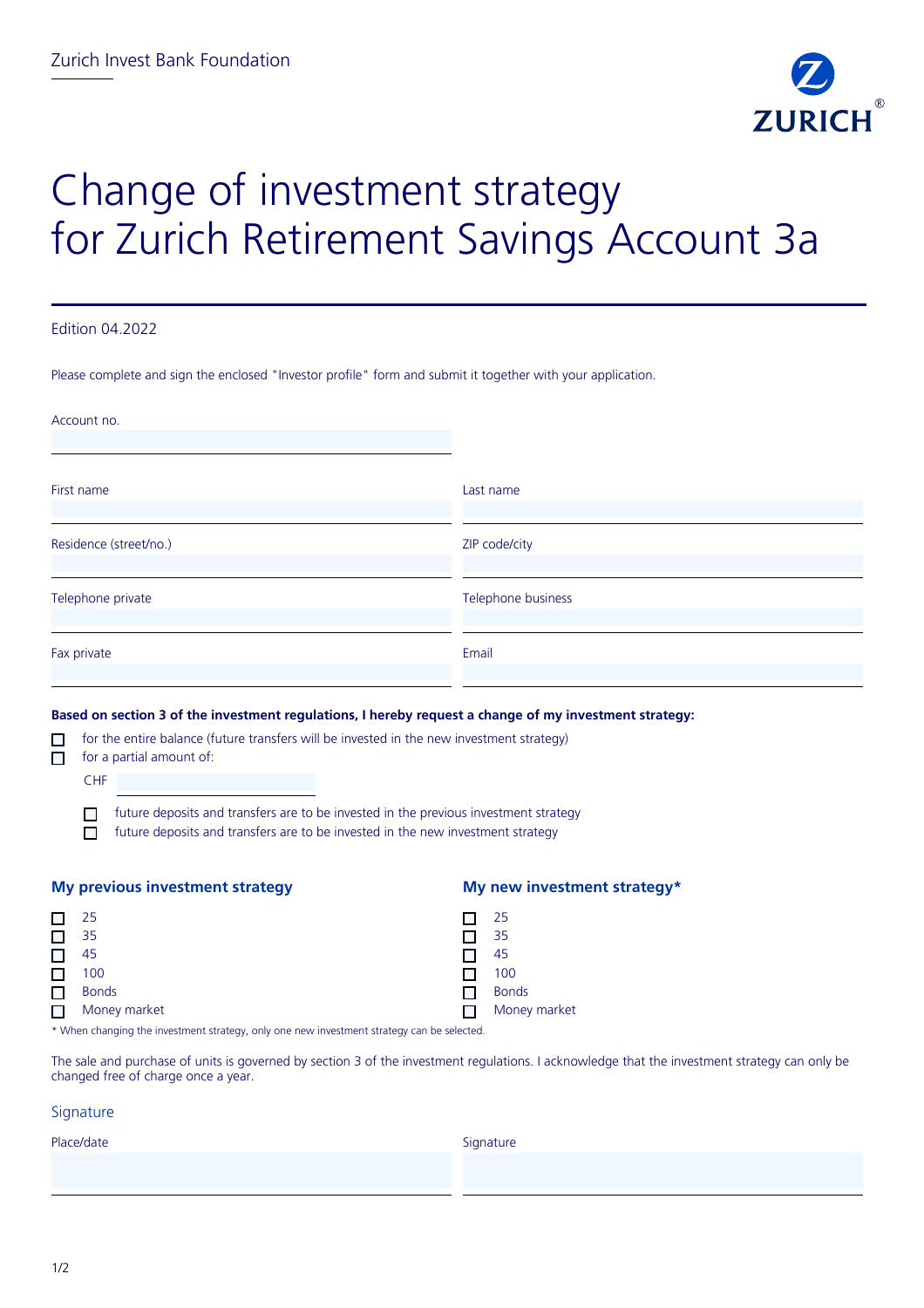Zurich Invest Bank Foundation

ZURICH®

# Change of investment strategy for Zurich Retirement Savings Account 3a

Edition 04.2022

Please complete and sign the enclosed "Investor profile" form and submit it together with your application.

Account no.

First name

Last name

Residence (street/no.)

ZIP code/city

Telephone private

Telephone business

Fax private

Email

**Based on section 3 of the investment regulations, I hereby request a change of my investment strategy:**

- ☐ for the entire balance (future transfers will be invested in the new investment strategy)
- ☐ for a partial amount of:

  CHF

  - ☐ future deposits and transfers are to be invested in the previous investment strategy
  - ☐ future deposits and transfers are to be invested in the new investment strategy

## My previous investment strategy

- ☐ 25
- ☐ 35
- ☐ 45
- ☐ 100
- ☐ Bonds
- ☐ Money market

## My new investment strategy*

- ☐ 25
- ☐ 35
- ☐ 45
- ☐ 100
- ☐ Bonds
- ☐ Money market

* When changing the investment strategy, only one new investment strategy can be selected.

The sale and purchase of units is governed by section 3 of the investment regulations. I acknowledge that the investment strategy can only be changed free of charge once a year.

## Signature

Place/date

Signature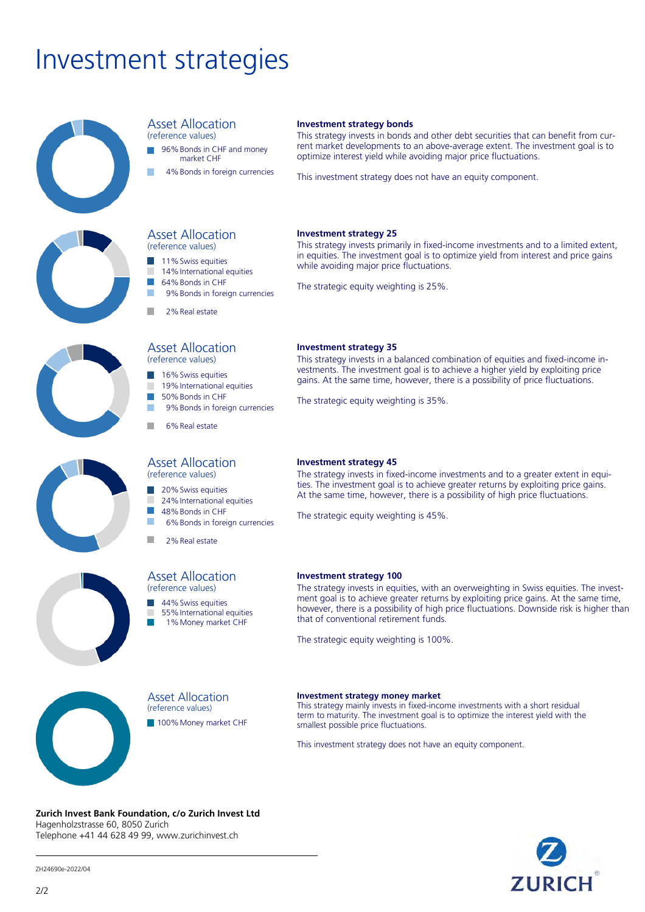# Investment strategies

## Asset Allocation
(reference values)

- 96% Bonds in CHF and money market CHF
- 4% Bonds in foreign currencies

**Investment strategy bonds**

This strategy invests in bonds and other debt securities that can benefit from current market developments to an above-average extent. The investment goal is to optimize interest yield while avoiding major price fluctuations.

This investment strategy does not have an equity component.

## Asset Allocation
(reference values)

- 11% Swiss equities
- 14% International equities
- 64% Bonds in CHF
- 9% Bonds in foreign currencies
- 2% Real estate

**Investment strategy 25**

This strategy invests primarily in fixed-income investments and to a limited extent, in equities. The investment goal is to optimize yield from interest and price gains while avoiding major price fluctuations.

The strategic equity weighting is 25%.

## Asset Allocation
(reference values)

- 16% Swiss equities
- 19% International equities
- 50% Bonds in CHF
- 9% Bonds in foreign currencies
- 6% Real estate

**Investment strategy 35**

This strategy invests in a balanced combination of equities and fixed-income investments. The investment goal is to achieve a higher yield by exploiting price gains. At the same time, however, there is a possibility of price fluctuations.

The strategic equity weighting is 35%.

## Asset Allocation
(reference values)

- 20% Swiss equities
- 24% International equities
- 48% Bonds in CHF
- 6% Bonds in foreign currencies
- 2% Real estate

**Investment strategy 45**

The strategy invests in fixed-income investments and to a greater extent in equities. The investment goal is to achieve greater returns by exploiting price gains. At the same time, however, there is a possibility of high price fluctuations.

The strategic equity weighting is 45%.

## Asset Allocation
(reference values)

- 44% Swiss equities
- 55% International equities
- 1% Money market CHF

**Investment strategy 100**

The strategy invests in equities, with an overweighting in Swiss equities. The investment goal is to achieve greater returns by exploiting price gains. At the same time, however, there is a possibility of high price fluctuations. Downside risk is higher than that of conventional retirement funds.

The strategic equity weighting is 100%.

## Asset Allocation
(reference values)

- 100% Money market CHF

**Investment strategy money market**

This strategy mainly invests in fixed-income investments with a short residual term to maturity. The investment goal is to optimize the interest yield with the smallest possible price fluctuations.

This investment strategy does not have an equity component.

**Zurich Invest Bank Foundation, c/o Zurich Invest Ltd**
Hagenholzstrasse 60, 8050 Zurich
Telephone +41 44 628 49 99, www.zurichinvest.ch

ZH24690e-2022/04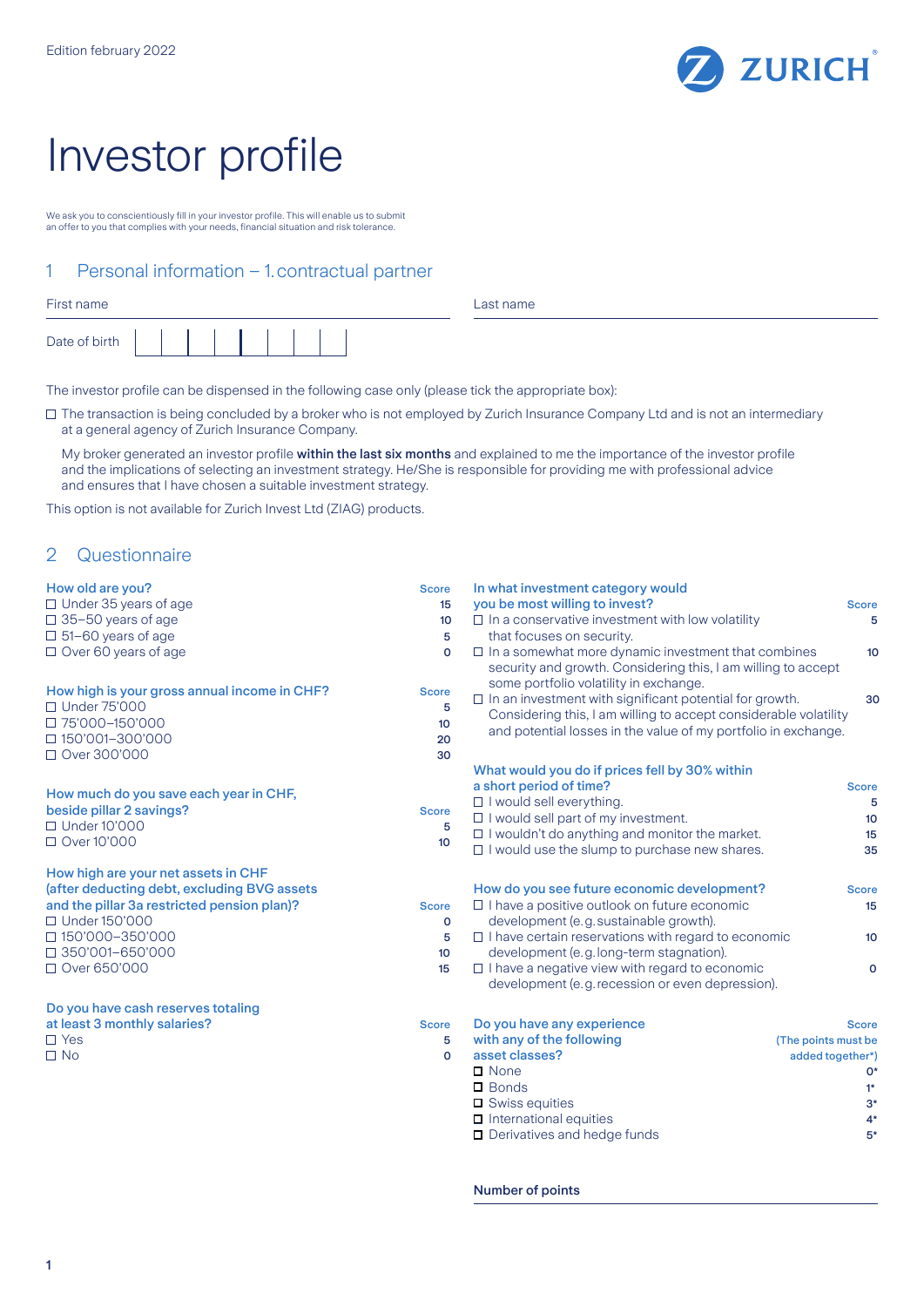Edition february 2022

# Investor profile

We ask you to conscientiously fill in your investor profile. This will enable us to submit an offer to you that complies with your needs, financial situation and risk tolerance.

## 1 Personal information – 1. contractual partner

First name

Last name

Date of birth

The investor profile can be dispensed in the following case only (please tick the appropriate box):

☐ The transaction is being concluded by a broker who is not employed by Zurich Insurance Company Ltd and is not an intermediary at a general agency of Zurich Insurance Company.

My broker generated an investor profile **within the last six months** and explained to me the importance of the investor profile and the implications of selecting an investment strategy. He/She is responsible for providing me with professional advice and ensures that I have chosen a suitable investment strategy.

This option is not available for Zurich Invest Ltd (ZIAG) products.

## 2 Questionnaire

**How old are you?**

| | Score |
|---|---|
| ☐ Under 35 years of age | 15 |
| ☐ 35–50 years of age | 10 |
| ☐ 51–60 years of age | 5 |
| ☐ Over 60 years of age | 0 |

**How high is your gross annual income in CHF?**

| | Score |
|---|---|
| ☐ Under 75'000 | 5 |
| ☐ 75'000–150'000 | 10 |
| ☐ 150'001–300'000 | 20 |
| ☐ Over 300'000 | 30 |

**How much do you save each year in CHF, beside pillar 2 savings?**

| | Score |
|---|---|
| ☐ Under 10'000 | 5 |
| ☐ Over 10'000 | 10 |

**How high are your net assets in CHF (after deducting debt, excluding BVG assets and the pillar 3a restricted pension plan)?**

| | Score |
|---|---|
| ☐ Under 150'000 | 0 |
| ☐ 150'000–350'000 | 5 |
| ☐ 350'001–650'000 | 10 |
| ☐ Over 650'000 | 15 |

**Do you have cash reserves totaling at least 3 monthly salaries?**

| | Score |
|---|---|
| ☐ Yes | 5 |
| ☐ No | 0 |

**In what investment category would you be most willing to invest?**

| | Score |
|---|---|
| ☐ In a conservative investment with low volatility that focuses on security. | 5 |
| ☐ In a somewhat more dynamic investment that combines security and growth. Considering this, I am willing to accept some portfolio volatility in exchange. | 10 |
| ☐ In an investment with significant potential for growth. Considering this, I am willing to accept considerable volatility and potential losses in the value of my portfolio in exchange. | 30 |

**What would you do if prices fell by 30% within a short period of time?**

| | Score |
|---|---|
| ☐ I would sell everything. | 5 |
| ☐ I would sell part of my investment. | 10 |
| ☐ I wouldn't do anything and monitor the market. | 15 |
| ☐ I would use the slump to purchase new shares. | 35 |

**How do you see future economic development?**

| | Score |
|---|---|
| ☐ I have a positive outlook on future economic development (e.g. sustainable growth). | 15 |
| ☐ I have certain reservations with regard to economic development (e.g. long-term stagnation). | 10 |
| ☐ I have a negative view with regard to economic development (e.g. recession or even depression). | 0 |

**Do you have any experience with any of the following asset classes?**

| | Score (The points must be added together*) |
|---|---|
| ☐ None | 0* |
| ☐ Bonds | 1* |
| ☐ Swiss equities | 3* |
| ☐ International equities | 4* |
| ☐ Derivatives and hedge funds | 5* |

**Number of points**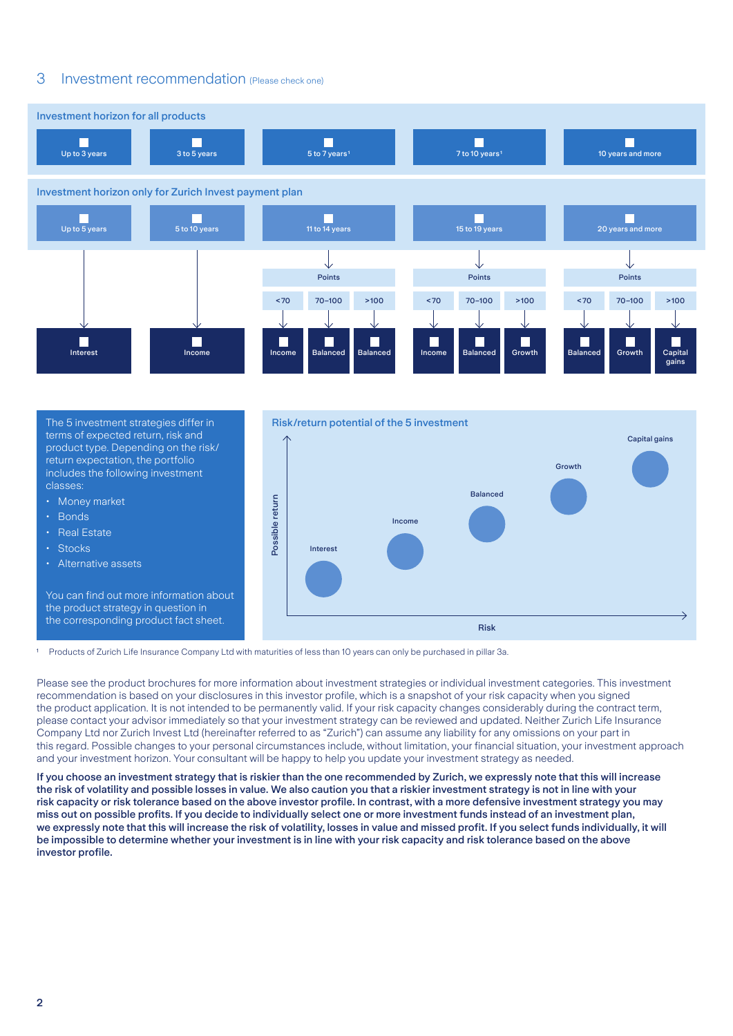## 3 Investment recommendation (Please check one)

**Investment horizon for all products**

- ☐ Up to 3 years
- ☐ 3 to 5 years
- ☐ 5 to 7 years[1]
- ☐ 7 to 10 years[1]
- ☐ 10 years and more

**Investment horizon only for Zurich Invest payment plan**

| Up to 5 years | 5 to 10 years | 11 to 14 years | | | 15 to 19 years | | | 20 years and more | | |
|---|---|---|---|---|---|---|---|---|---|---|
| | | Points | | | Points | | | Points | | |
| | | <70 | 70–100 | >100 | <70 | 70–100 | >100 | <70 | 70–100 | >100 |
| ☐ Interest | ☐ Income | ☐ Income | ☐ Balanced | ☐ Balanced | ☐ Income | ☐ Balanced | ☐ Growth | ☐ Balanced | ☐ Growth | ☐ Capital gains |

The 5 investment strategies differ in terms of expected return, risk and product type. Depending on the risk/return expectation, the portfolio includes the following investment classes:

- Money market
- Bonds
- Real Estate
- Stocks
- Alternative assets

You can find out more information about the product strategy in question in the corresponding product fact sheet.

**Risk/return potential of the 5 investment**

Possible return / Risk: Interest, Income, Balanced, Growth, Capital gains

[1] Products of Zurich Life Insurance Company Ltd with maturities of less than 10 years can only be purchased in pillar 3a.

Please see the product brochures for more information about investment strategies or individual investment categories. This investment recommendation is based on your disclosures in this investor profile, which is a snapshot of your risk capacity when you signed the product application. It is not intended to be permanently valid. If your risk capacity changes considerably during the contract term, please contact your advisor immediately so that your investment strategy can be reviewed and updated. Neither Zurich Life Insurance Company Ltd nor Zurich Invest Ltd (hereinafter referred to as "Zurich") can assume any liability for any omissions on your part in this regard. Possible changes to your personal circumstances include, without limitation, your financial situation, your investment approach and your investment horizon. Your consultant will be happy to help you update your investment strategy as needed.

**If you choose an investment strategy that is riskier than the one recommended by Zurich, we expressly note that this will increase the risk of volatility and possible losses in value. We also caution you that a riskier investment strategy is not in line with your risk capacity or risk tolerance based on the above investor profile. In contrast, with a more defensive investment strategy you may miss out on possible profits. If you decide to individually select one or more investment funds instead of an investment plan, we expressly note that this will increase the risk of volatility, losses in value and missed profit. If you select funds individually, it will be impossible to determine whether your investment is in line with your risk capacity and risk tolerance based on the above investor profile.**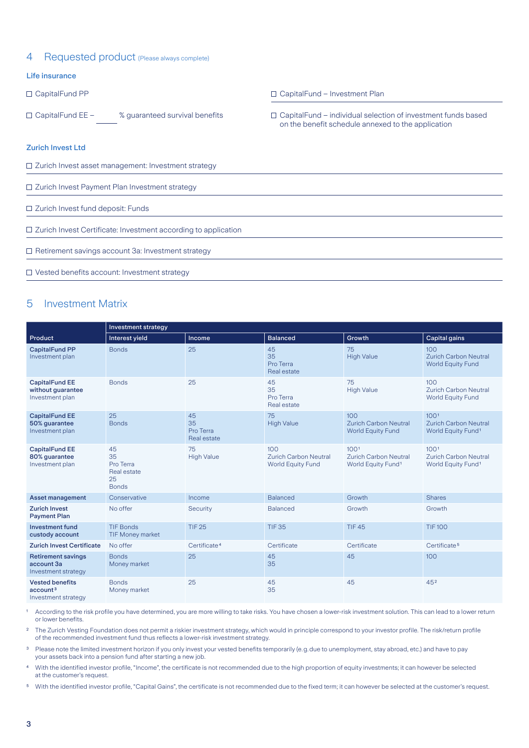## 4 Requested product (Please always complete)

**Life insurance**

☐ CapitalFund PP

☐ CapitalFund – Investment Plan

☐ CapitalFund EE – ______ % guaranteed survival benefits

☐ CapitalFund – individual selection of investment funds based on the benefit schedule annexed to the application

**Zurich Invest Ltd**

☐ Zurich Invest asset management: Investment strategy

☐ Zurich Invest Payment Plan Investment strategy

☐ Zurich Invest fund deposit: Funds

☐ Zurich Invest Certificate: Investment according to application

☐ Retirement savings account 3a: Investment strategy

☐ Vested benefits account: Investment strategy

## 5 Investment Matrix

| | Investment strategy | | | | |
|---|---|---|---|---|---|
| **Product** | **Interest yield** | **Income** | **Balanced** | **Growth** | **Capital gains** |
| **CapitalFund PP** Investment plan | Bonds | 25 | 45 35 Pro Terra Real estate | 75 High Value | 100 Zurich Carbon Neutral World Equity Fund |
| **CapitalFund EE without guarantee** Investment plan | Bonds | 25 | 45 35 Pro Terra Real estate | 75 High Value | 100 Zurich Carbon Neutral World Equity Fund |
| **CapitalFund EE 50% guarantee** Investment plan | 25 Bonds | 45 35 Pro Terra Real estate | 75 High Value | 100 Zurich Carbon Neutral World Equity Fund | 100[1] Zurich Carbon Neutral World Equity Fund[1] |
| **CapitalFund EE 80% guarantee** Investment plan | 45 35 Pro Terra Real estate 25 Bonds | 75 High Value | 100 Zurich Carbon Neutral World Equity Fund | 100[1] Zurich Carbon Neutral World Equity Fund[1] | 100[1] Zurich Carbon Neutral World Equity Fund[1] |
| **Asset management** | Conservative | Income | Balanced | Growth | Shares |
| **Zurich Invest Payment Plan** | No offer | Security | Balanced | Growth | Growth |
| **Investment fund custody account** | TIF Bonds TIF Money market | TIF 25 | TIF 35 | TIF 45 | TIF 100 |
| **Zurich Invest Certificate** | No offer | Certificate[4] | Certificate | Certificate | Certificate[5] |
| **Retirement savings account 3a** Investment strategy | Bonds Money market | 25 | 45 35 | 45 | 100 |
| **Vested benefits account[3]** Investment strategy | Bonds Money market | 25 | 45 35 | 45 | 45[2] |

[1] According to the risk profile you have determined, you are more willing to take risks. You have chosen a lower-risk investment solution. This can lead to a lower return or lower benefits.

[2] The Zurich Vesting Foundation does not permit a riskier investment strategy, which would in principle correspond to your investor profile. The risk/return profile of the recommended investment fund thus reflects a lower-risk investment strategy.

[3] Please note the limited investment horizon if you only invest your vested benefits temporarily (e.g. due to unemployment, stay abroad, etc.) and have to pay your assets back into a pension fund after starting a new job.

[4] With the identified investor profile, "Income", the certificate is not recommended due to the high proportion of equity investments; it can however be selected at the customer's request.

[5] With the identified investor profile, "Capital Gains", the certificate is not recommended due to the fixed term; it can however be selected at the customer's request.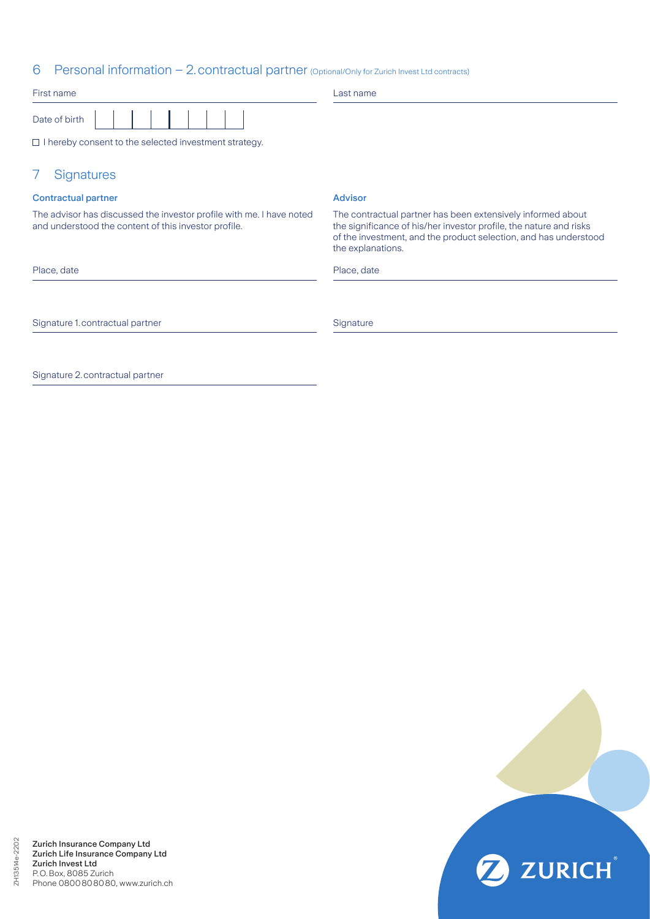## 6 Personal information – 2. contractual partner (Optional/Only for Zurich Invest Ltd contracts)

First name

Last name

Date of birth

☐ I hereby consent to the selected investment strategy.

## 7 Signatures

**Contractual partner**

The advisor has discussed the investor profile with me. I have noted and understood the content of this investor profile.

Place, date

Signature 1. contractual partner

Signature 2. contractual partner

**Advisor**

The contractual partner has been extensively informed about the significance of his/her investor profile, the nature and risks of the investment, and the product selection, and has understood the explanations.

Place, date

Signature

**Zurich Insurance Company Ltd**
**Zurich Life Insurance Company Ltd**
**Zurich Invest Ltd**
P.O. Box, 8085 Zurich
Phone 0800 80 80 80, www.zurich.ch

ZH13514e-2202